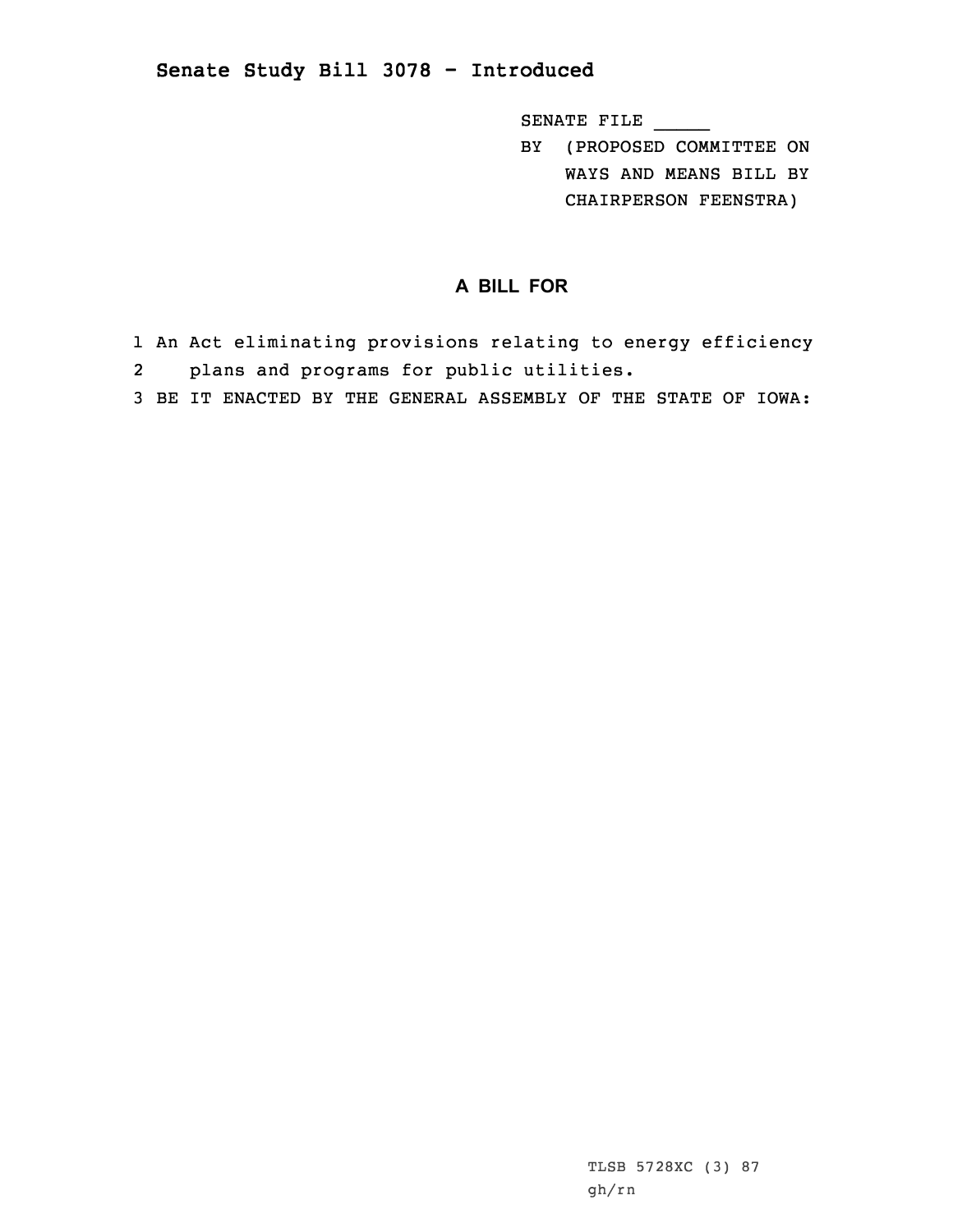## Senate Study Bill 3078 - Introduced

SENATE FILE _____

BY (PROPOSED COMMITTEE ON WAYS AND MEANS BILL BY CHAIRPERSON FEENSTRA)

### A BILL FOR

1 An Act eliminating provisions relating to energy efficiency
2 plans and programs for public utilities.
3 BE IT ENACTED BY THE GENERAL ASSEMBLY OF THE STATE OF IOWA:

TLSB 5728XC (3) 87
gh/rn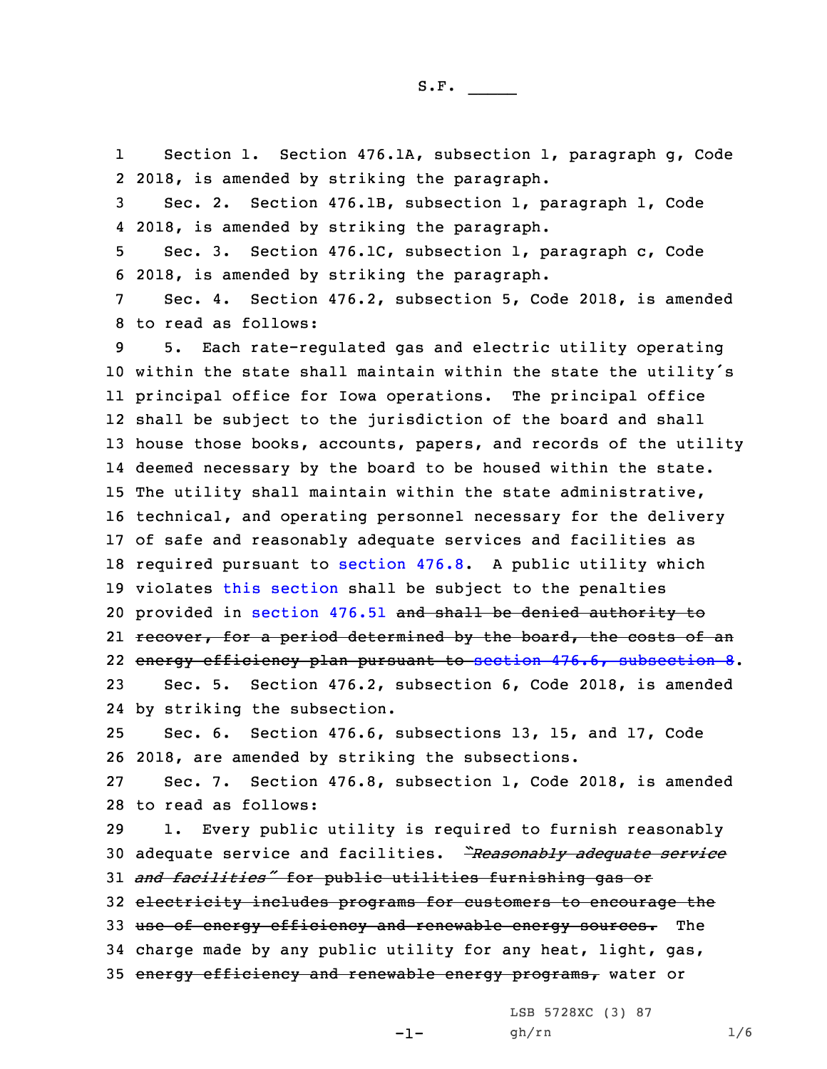Section 1. Section 476.1A, subsection 1, paragraph g, Code 2018, is amended by striking the paragraph.

Sec. 2. Section 476.1B, subsection 1, paragraph l, Code 2018, is amended by striking the paragraph.

Sec. 3. Section 476.1C, subsection 1, paragraph c, Code 2018, is amended by striking the paragraph.

Sec. 4. Section 476.2, subsection 5, Code 2018, is amended to read as follows:

5. Each rate-regulated gas and electric utility operating within the state shall maintain within the state the utility's principal office for Iowa operations. The principal office shall be subject to the jurisdiction of the board and shall house those books, accounts, papers, and records of the utility deemed necessary by the board to be housed within the state. The utility shall maintain within the state administrative, technical, and operating personnel necessary for the delivery of safe and reasonably adequate services and facilities as required pursuant to section 476.8. A public utility which violates this section shall be subject to the penalties provided in section 476.51 ~~and shall be denied authority to recover, for a period determined by the board, the costs of an energy efficiency plan pursuant to section 476.6, subsection 8~~.

Sec. 5. Section 476.2, subsection 6, Code 2018, is amended by striking the subsection.

Sec. 6. Section 476.6, subsections 13, 15, and 17, Code 2018, are amended by striking the subsections.

Sec. 7. Section 476.8, subsection 1, Code 2018, is amended to read as follows:

1. Every public utility is required to furnish reasonably adequate service and facilities. ~~*"Reasonably adequate service and facilities"* for public utilities furnishing gas or electricity includes programs for customers to encourage the use of energy efficiency and renewable energy sources.~~ The charge made by any public utility for any heat, light, gas, ~~energy efficiency and renewable energy programs,~~ water or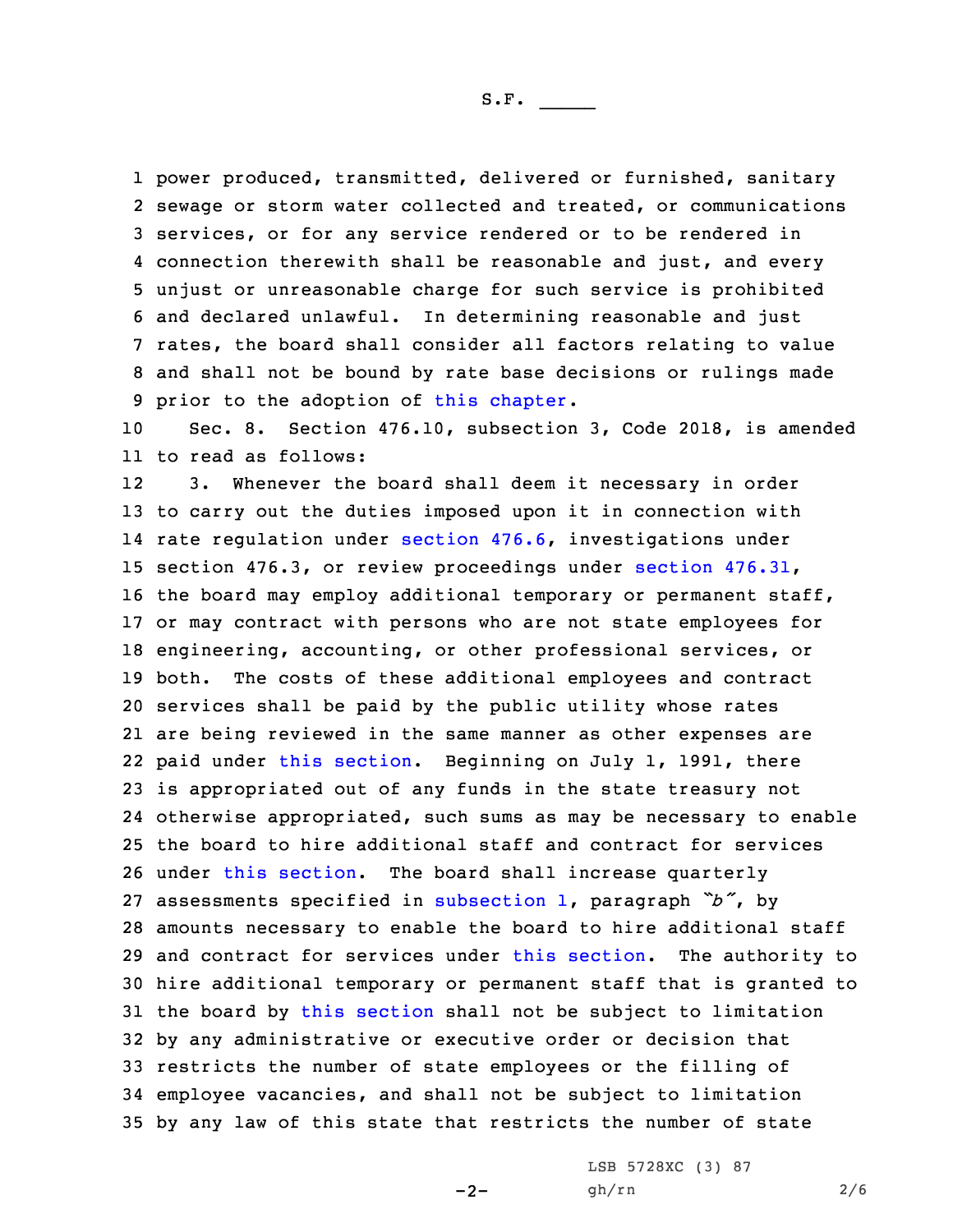S.F. _____

power produced, transmitted, delivered or furnished, sanitary sewage or storm water collected and treated, or communications services, or for any service rendered or to be rendered in connection therewith shall be reasonable and just, and every unjust or unreasonable charge for such service is prohibited and declared unlawful. In determining reasonable and just rates, the board shall consider all factors relating to value and shall not be bound by rate base decisions or rulings made prior to the adoption of this chapter.

Sec. 8. Section 476.10, subsection 3, Code 2018, is amended to read as follows:

3. Whenever the board shall deem it necessary in order to carry out the duties imposed upon it in connection with rate regulation under section 476.6, investigations under section 476.3, or review proceedings under section 476.31, the board may employ additional temporary or permanent staff, or may contract with persons who are not state employees for engineering, accounting, or other professional services, or both. The costs of these additional employees and contract services shall be paid by the public utility whose rates are being reviewed in the same manner as other expenses are paid under this section. Beginning on July 1, 1991, there is appropriated out of any funds in the state treasury not otherwise appropriated, such sums as may be necessary to enable the board to hire additional staff and contract for services under this section. The board shall increase quarterly assessments specified in subsection 1, paragraph *"b"*, by amounts necessary to enable the board to hire additional staff and contract for services under this section. The authority to hire additional temporary or permanent staff that is granted to the board by this section shall not be subject to limitation by any administrative or executive order or decision that restricts the number of state employees or the filling of employee vacancies, and shall not be subject to limitation by any law of this state that restricts the number of state

LSB 5728XC (3) 87
gh/rn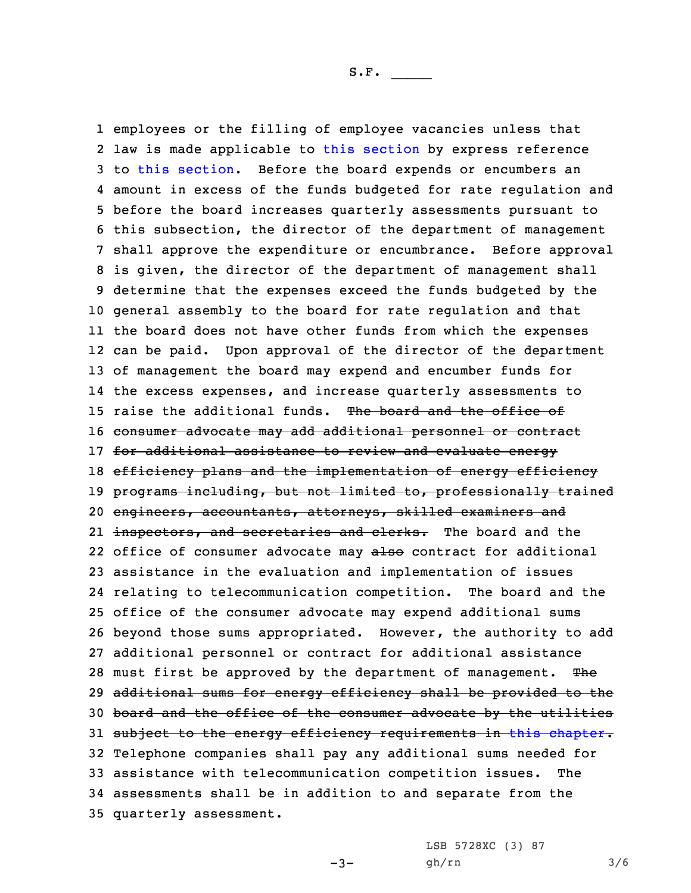employees or the filling of employee vacancies unless that law is made applicable to this section by express reference to this section. Before the board expends or encumbers an amount in excess of the funds budgeted for rate regulation and before the board increases quarterly assessments pursuant to this subsection, the director of the department of management shall approve the expenditure or encumbrance. Before approval is given, the director of the department of management shall determine that the expenses exceed the funds budgeted by the general assembly to the board for rate regulation and that the board does not have other funds from which the expenses can be paid. Upon approval of the director of the department of management the board may expend and encumber funds for the excess expenses, and increase quarterly assessments to raise the additional funds. ~~The board and the office of consumer advocate may add additional personnel or contract for additional assistance to review and evaluate energy efficiency plans and the implementation of energy efficiency programs including, but not limited to, professionally trained engineers, accountants, attorneys, skilled examiners and inspectors, and secretaries and clerks.~~ The board and the office of consumer advocate may ~~also~~ contract for additional assistance in the evaluation and implementation of issues relating to telecommunication competition. The board and the office of the consumer advocate may expend additional sums beyond those sums appropriated. However, the authority to add additional personnel or contract for additional assistance must first be approved by the department of management. ~~The additional sums for energy efficiency shall be provided to the board and the office of the consumer advocate by the utilities subject to the energy efficiency requirements in this chapter.~~ Telephone companies shall pay any additional sums needed for assistance with telecommunication competition issues. The assessments shall be in addition to and separate from the quarterly assessment.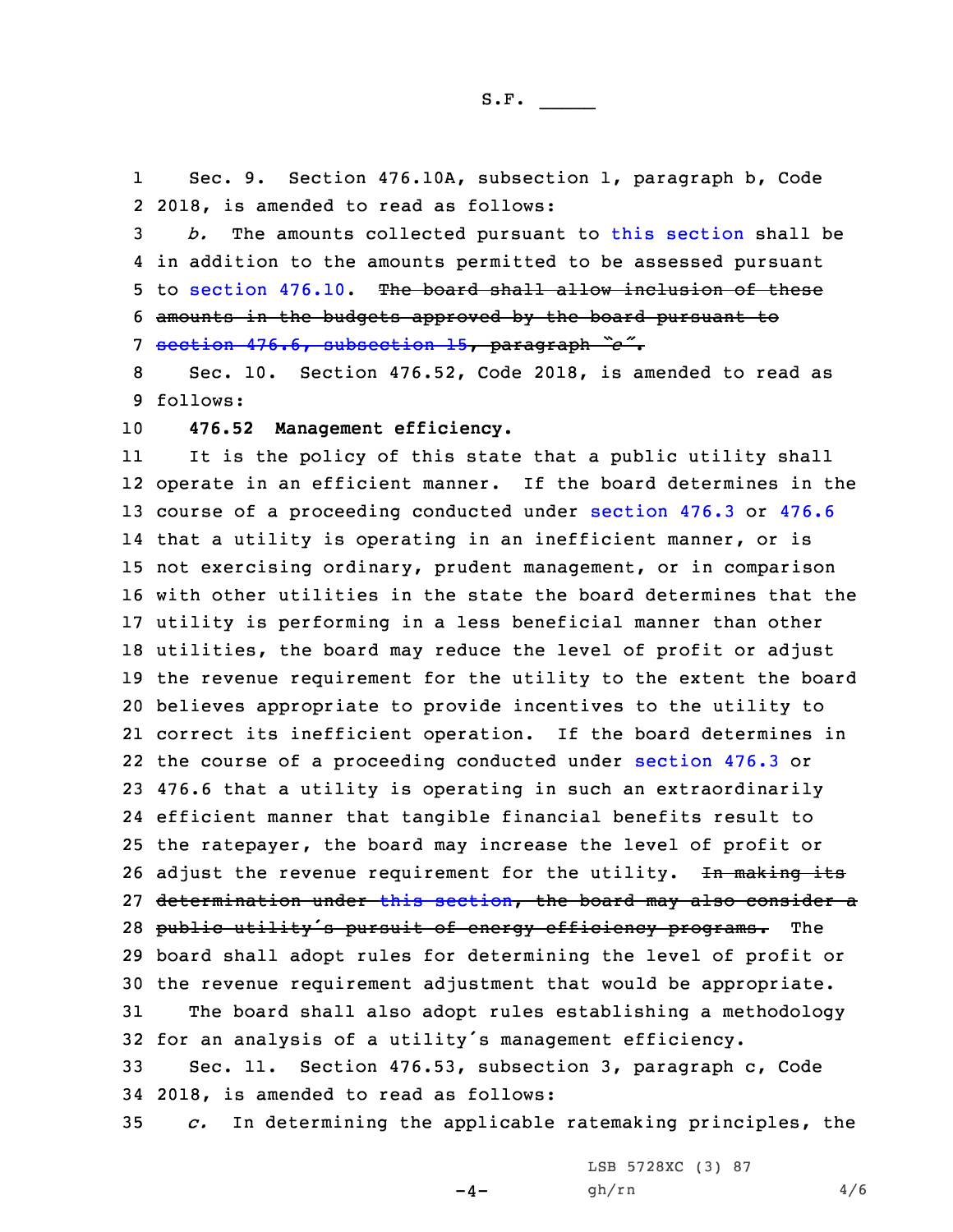Sec. 9. Section 476.10A, subsection 1, paragraph b, Code 2018, is amended to read as follows:

*b.* The amounts collected pursuant to this section shall be in addition to the amounts permitted to be assessed pursuant to section 476.10. ~~The board shall allow inclusion of these amounts in the budgets approved by the board pursuant to section 476.6, subsection 15, paragraph "c".~~

Sec. 10. Section 476.52, Code 2018, is amended to read as follows:

**476.52 Management efficiency.**

It is the policy of this state that a public utility shall operate in an efficient manner. If the board determines in the course of a proceeding conducted under section 476.3 or 476.6 that a utility is operating in an inefficient manner, or is not exercising ordinary, prudent management, or in comparison with other utilities in the state the board determines that the utility is performing in a less beneficial manner than other utilities, the board may reduce the level of profit or adjust the revenue requirement for the utility to the extent the board believes appropriate to provide incentives to the utility to correct its inefficient operation. If the board determines in the course of a proceeding conducted under section 476.3 or 476.6 that a utility is operating in such an extraordinarily efficient manner that tangible financial benefits result to the ratepayer, the board may increase the level of profit or adjust the revenue requirement for the utility. ~~In making its determination under this section, the board may also consider a public utility's pursuit of energy efficiency programs.~~ The board shall adopt rules for determining the level of profit or the revenue requirement adjustment that would be appropriate.

The board shall also adopt rules establishing a methodology for an analysis of a utility's management efficiency.

Sec. 11. Section 476.53, subsection 3, paragraph c, Code 2018, is amended to read as follows:

*c.* In determining the applicable ratemaking principles, the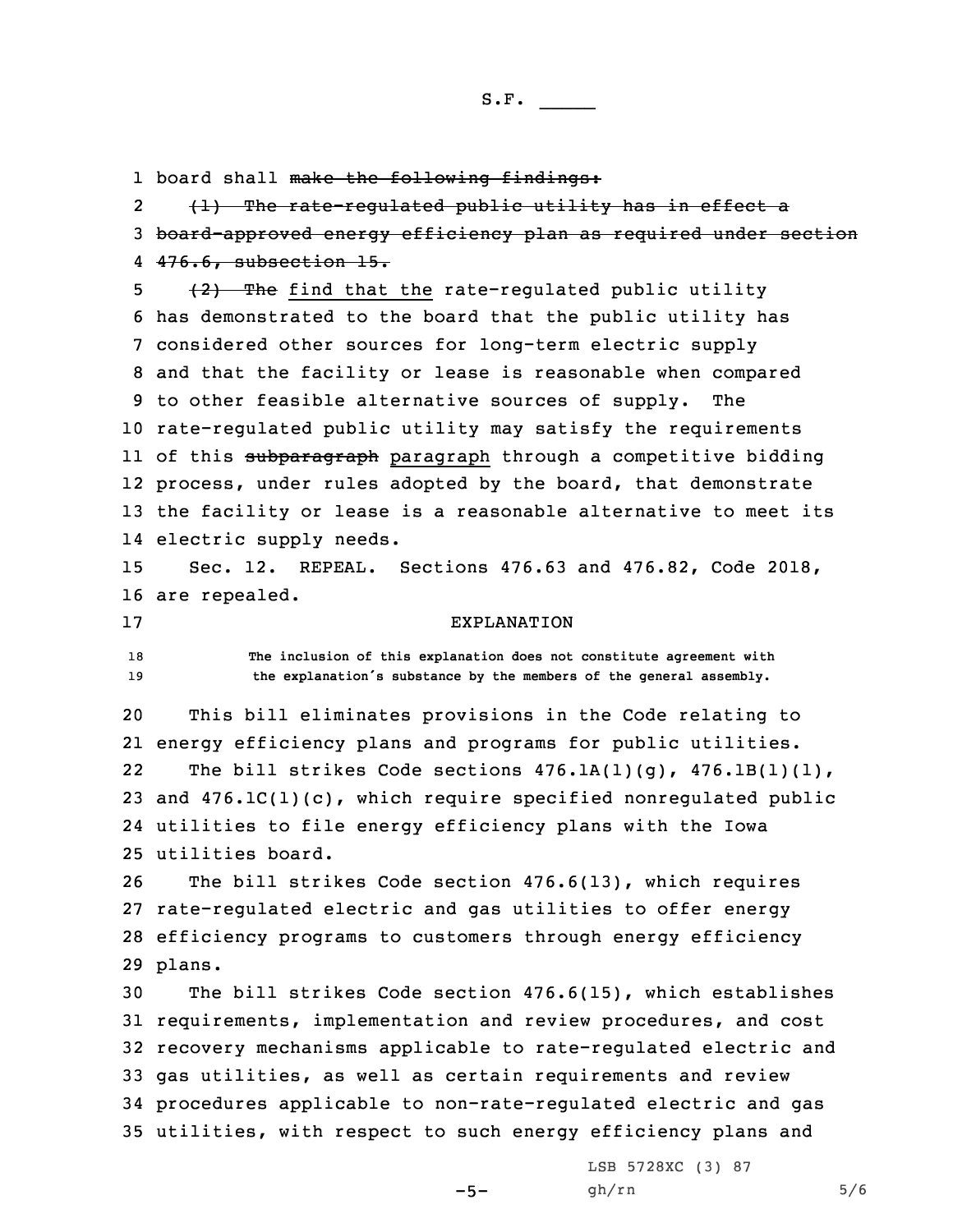board shall ~~make the following findings:~~

~~(1) The rate-regulated public utility has in effect a board-approved energy efficiency plan as required under section 476.6, subsection 15.~~

~~(2) The~~ find that the rate-regulated public utility has demonstrated to the board that the public utility has considered other sources for long-term electric supply and that the facility or lease is reasonable when compared to other feasible alternative sources of supply. The rate-regulated public utility may satisfy the requirements of this ~~subparagraph~~ paragraph through a competitive bidding process, under rules adopted by the board, that demonstrate the facility or lease is a reasonable alternative to meet its electric supply needs.

Sec. 12. REPEAL. Sections 476.63 and 476.82, Code 2018, are repealed.

EXPLANATION

The inclusion of this explanation does not constitute agreement with the explanation's substance by the members of the general assembly.

This bill eliminates provisions in the Code relating to energy efficiency plans and programs for public utilities.

The bill strikes Code sections 476.1A(1)(g), 476.1B(1)(l), and 476.1C(1)(c), which require specified nonregulated public utilities to file energy efficiency plans with the Iowa utilities board.

The bill strikes Code section 476.6(13), which requires rate-regulated electric and gas utilities to offer energy efficiency programs to customers through energy efficiency plans.

The bill strikes Code section 476.6(15), which establishes requirements, implementation and review procedures, and cost recovery mechanisms applicable to rate-regulated electric and gas utilities, as well as certain requirements and review procedures applicable to non-rate-regulated electric and gas utilities, with respect to such energy efficiency plans and

LSB 5728XC (3) 87

gh/rn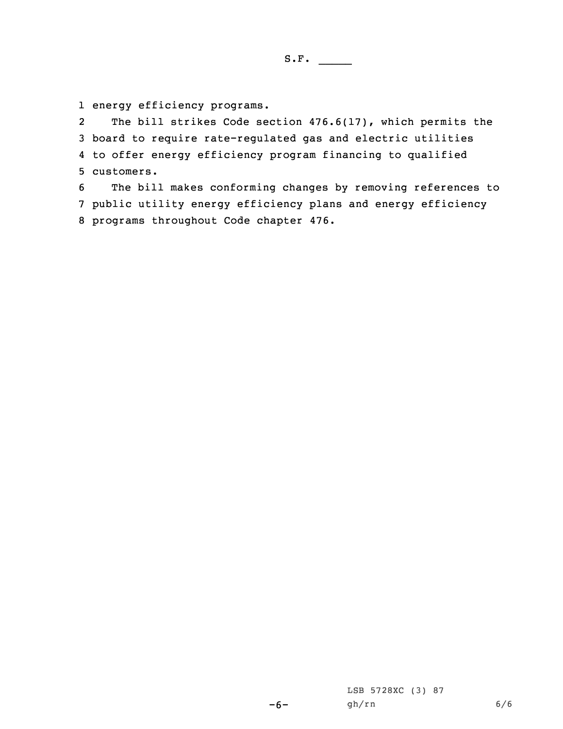energy efficiency programs.

The bill strikes Code section 476.6(17), which permits the board to require rate-regulated gas and electric utilities to offer energy efficiency program financing to qualified customers.

The bill makes conforming changes by removing references to public utility energy efficiency plans and energy efficiency programs throughout Code chapter 476.